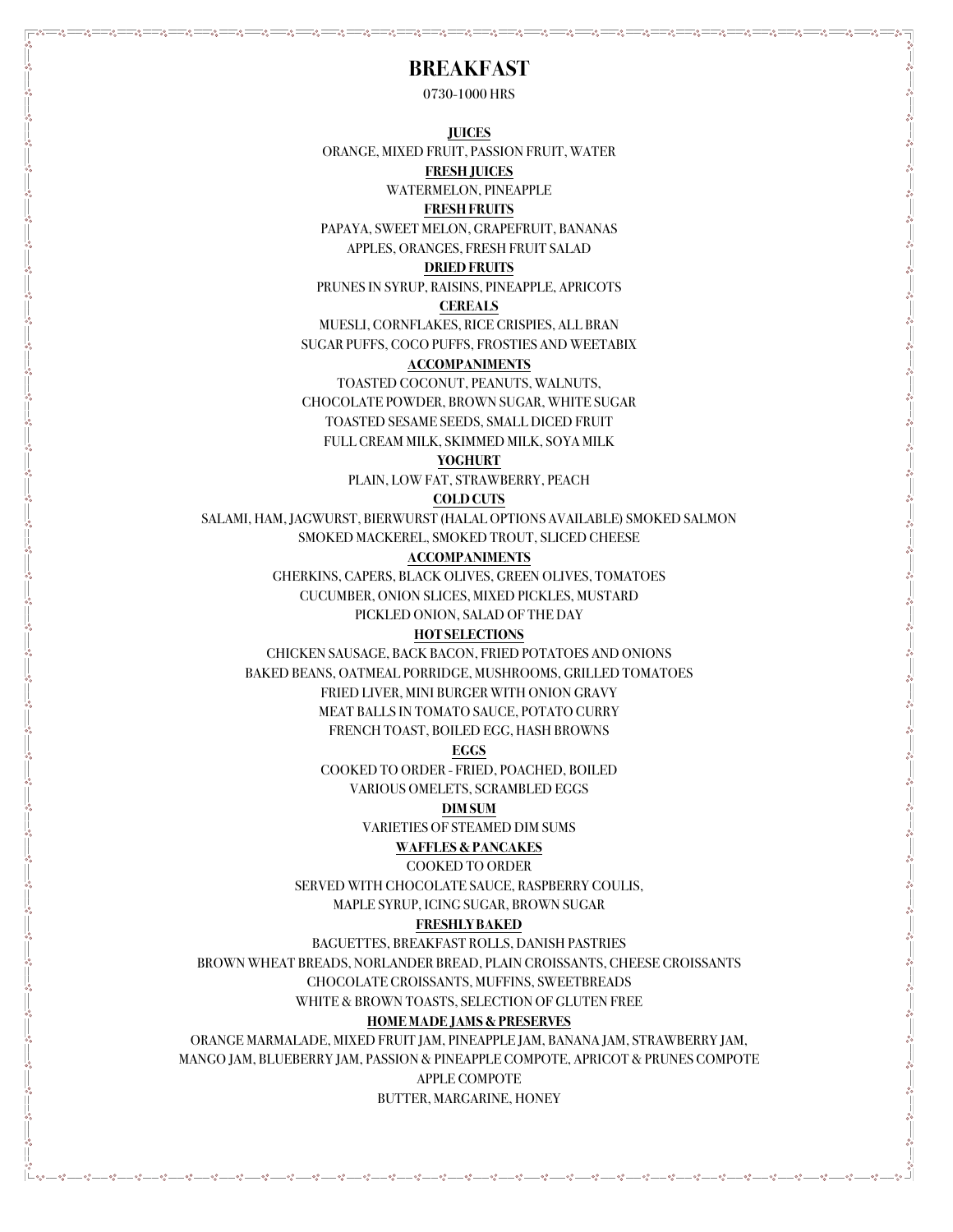# BREAKFAST

0730-1000 HRS

**JUICES**

ORANGE, MIXED FRUIT, PASSION FRUIT, WATER

**FRESH JUICES**

WATERMELON, PINEAPPLE

**FRESH FRUITS**

PAPAYA, SWEET MELON, GRAPEFRUIT, BANANAS

APPLES, ORANGES, FRESH FRUIT SALAD

**DRIED FRUITS**

PRUNES IN SYRUP, RAISINS, PINEAPPLE, APRICOTS

**CEREALS**

MUESLI, CORNFLAKES, RICE CRISPIES, ALL BRAN

SUGAR PUFFS, COCO PUFFS, FROSTIES AND WEETABIX

**ACCOMPANIMENTS**

TOASTED COCONUT, PEANUTS, WALNUTS,

CHOCOLATE POWDER, BROWN SUGAR, WHITE SUGAR

TOASTED SESAME SEEDS, SMALL DICED FRUIT

FULL CREAM MILK, SKIMMED MILK, SOYA MILK

**YOGHURT**

PLAIN, LOW FAT, STRAWBERRY, PEACH

**COLD CUTS**

SALAMI, HAM, JAGWURST, BIERWURST (HALAL OPTIONS AVAILABLE) SMOKED SALMON

SMOKED MACKEREL, SMOKED TROUT, SLICED CHEESE

**ACCOMPANIMENTS**

GHERKINS, CAPERS, BLACK OLIVES, GREEN OLIVES, TOMATOES

CUCUMBER, ONION SLICES, MIXED PICKLES, MUSTARD

PICKLED ONION, SALAD OF THE DAY

**HOT SELECTIONS**

CHICKEN SAUSAGE, BACK BACON, FRIED POTATOES AND ONIONS

BAKED BEANS, OATMEAL PORRIDGE, MUSHROOMS, GRILLED TOMATOES

FRIED LIVER, MINI BURGER WITH ONION GRAVY

MEAT BALLS IN TOMATO SAUCE, POTATO CURRY

FRENCH TOAST, BOILED EGG, HASH BROWNS

**EGGS**

COOKED TO ORDER - FRIED, POACHED, BOILED

VARIOUS OMELETS, SCRAMBLED EGGS

**DIM SUM**

VARIETIES OF STEAMED DIM SUMS

**WAFFLES & PANCAKES**

COOKED TO ORDER

SERVED WITH CHOCOLATE SAUCE, RASPBERRY COULIS,

MAPLE SYRUP, ICING SUGAR, BROWN SUGAR

**FRESHLY BAKED**

BAGUETTES, BREAKFAST ROLLS, DANISH PASTRIES

BROWN WHEAT BREADS, NORLANDER BREAD, PLAIN CROISSANTS, CHEESE CROISSANTS

CHOCOLATE CROISSANTS, MUFFINS, SWEETBREADS

WHITE & BROWN TOASTS, SELECTION OF GLUTEN FREE

**HOME MADE JAMS & PRESERVES**

ORANGE MARMALADE, MIXED FRUIT JAM, PINEAPPLE JAM, BANANA JAM, STRAWBERRY JAM,

MANGO JAM, BLUEBERRY JAM, PASSION & PINEAPPLE COMPOTE, APRICOT & PRUNES COMPOTE

APPLE COMPOTE

BUTTER, MARGARINE, HONEY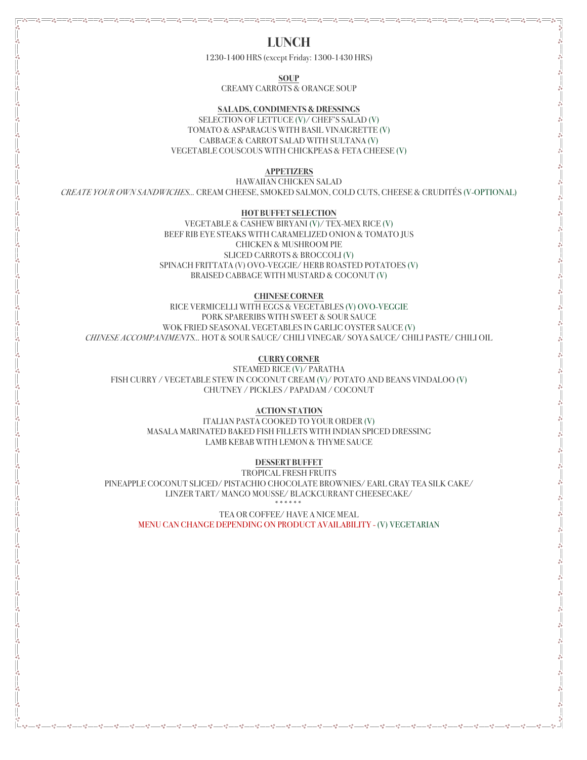# LUNCH

1230-1400 HRS (except Friday: 1300-1430 HRS)

**SOUP**

CREAMY CARROTS & ORANGE SOUP

**SALADS, CONDIMENTS & DRESSINGS**

SELECTION OF LETTUCE (V)/ CHEF'S SALAD (V)
TOMATO & ASPARAGUS WITH BASIL VINAIGRETTE (V)
CABBAGE & CARROT SALAD WITH SULTANA (V)
VEGETABLE COUSCOUS WITH CHICKPEAS & FETA CHEESE (V)

**APPETIZERS**

HAWAIIAN CHICKEN SALAD
*CREATE YOUR OWN SANDWICHES...* CREAM CHEESE, SMOKED SALMON, COLD CUTS, CHEESE & CRUDITÉS (V-OPTIONAL)

**HOT BUFFET SELECTION**

VEGETABLE & CASHEW BIRYANI (V)/ TEX-MEX RICE (V)
BEEF RIB EYE STEAKS WITH CARAMELIZED ONION & TOMATO JUS
CHICKEN & MUSHROOM PIE
SLICED CARROTS & BROCCOLI (V)
SPINACH FRITTATA (V) OVO-VEGGIE/ HERB ROASTED POTATOES (V)
BRAISED CABBAGE WITH MUSTARD & COCONUT (V)

**CHINESE CORNER**

RICE VERMICELLI WITH EGGS & VEGETABLES (V) OVO-VEGGIE
PORK SPARERIBS WITH SWEET & SOUR SAUCE
WOK FRIED SEASONAL VEGETABLES IN GARLIC OYSTER SAUCE (V)
*CHINESE ACCOMPANIMENTS...* HOT & SOUR SAUCE/ CHILI VINEGAR/ SOYA SAUCE/ CHILI PASTE/ CHILI OIL

**CURRY CORNER**

STEAMED RICE (V)/ PARATHA
FISH CURRY / VEGETABLE STEW IN COCONUT CREAM (V)/ POTATO AND BEANS VINDALOO (V)
CHUTNEY / PICKLES / PAPADAM / COCONUT

**ACTION STATION**

ITALIAN PASTA COOKED TO YOUR ORDER (V)
MASALA MARINATED BAKED FISH FILLETS WITH INDIAN SPICED DRESSING
LAMB KEBAB WITH LEMON & THYME SAUCE

**DESSERT BUFFET**

TROPICAL FRESH FRUITS
PINEAPPLE COCONUT SLICED/ PISTACHIO CHOCOLATE BROWNIES/ EARL GRAY TEA SILK CAKE/
LINZER TART/ MANGO MOUSSE/ BLACKCURRANT CHEESECAKE/

\* \* \* \* \* \*

TEA OR COFFEE/ HAVE A NICE MEAL
MENU CAN CHANGE DEPENDING ON PRODUCT AVAILABILITY - (V) VEGETARIAN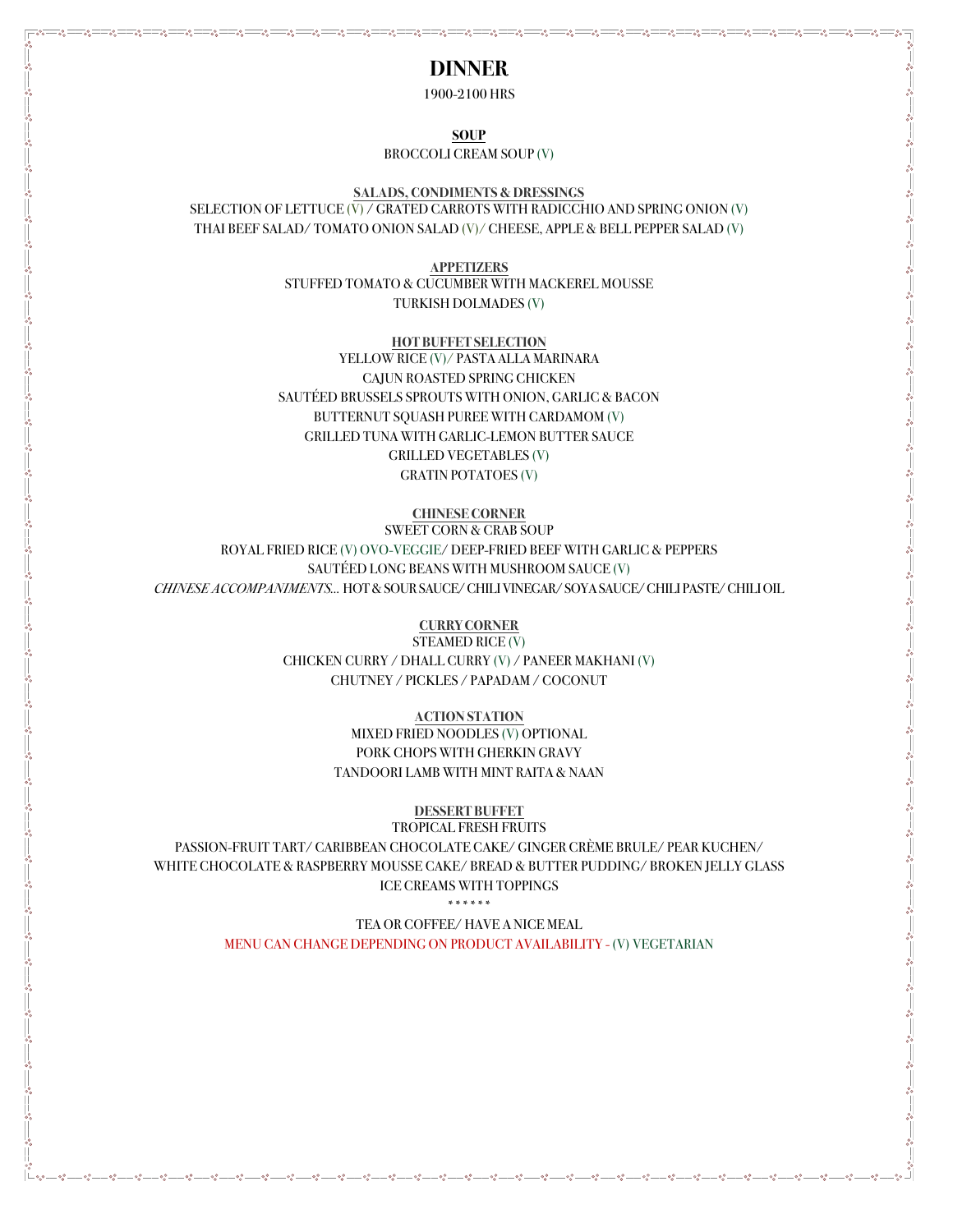# DINNER

1900-2100 HRS

**SOUP**

BROCCOLI CREAM SOUP (V)

**SALADS, CONDIMENTS & DRESSINGS**

SELECTION OF LETTUCE (V) / GRATED CARROTS WITH RADICCHIO AND SPRING ONION (V)
THAI BEEF SALAD/ TOMATO ONION SALAD (V)/ CHEESE, APPLE & BELL PEPPER SALAD (V)

**APPETIZERS**

STUFFED TOMATO & CUCUMBER WITH MACKEREL MOUSSE
TURKISH DOLMADES (V)

**HOT BUFFET SELECTION**

YELLOW RICE (V)/ PASTA ALLA MARINARA
CAJUN ROASTED SPRING CHICKEN
SAUTÉED BRUSSELS SPROUTS WITH ONION, GARLIC & BACON
BUTTERNUT SQUASH PUREE WITH CARDAMOM (V)
GRILLED TUNA WITH GARLIC-LEMON BUTTER SAUCE
GRILLED VEGETABLES (V)
GRATIN POTATOES (V)

**CHINESE CORNER**

SWEET CORN & CRAB SOUP
ROYAL FRIED RICE (V) OVO-VEGGIE/ DEEP-FRIED BEEF WITH GARLIC & PEPPERS
SAUTÉED LONG BEANS WITH MUSHROOM SAUCE (V)
*CHINESE ACCOMPANIMENTS…* HOT & SOUR SAUCE/ CHILI VINEGAR/ SOYA SAUCE/ CHILI PASTE/ CHILI OIL

**CURRY CORNER**

STEAMED RICE (V)
CHICKEN CURRY / DHALL CURRY (V) / PANEER MAKHANI (V)
CHUTNEY / PICKLES / PAPADAM / COCONUT

**ACTION STATION**

MIXED FRIED NOODLES (V) OPTIONAL
PORK CHOPS WITH GHERKIN GRAVY
TANDOORI LAMB WITH MINT RAITA & NAAN

**DESSERT BUFFET**

TROPICAL FRESH FRUITS
PASSION-FRUIT TART/ CARIBBEAN CHOCOLATE CAKE/ GINGER CRÈME BRULE/ PEAR KUCHEN/
WHITE CHOCOLATE & RASPBERRY MOUSSE CAKE/ BREAD & BUTTER PUDDING/ BROKEN JELLY GLASS
ICE CREAMS WITH TOPPINGS

\* \* \* \* \* \*

TEA OR COFFEE/ HAVE A NICE MEAL
MENU CAN CHANGE DEPENDING ON PRODUCT AVAILABILITY - (V) VEGETARIAN